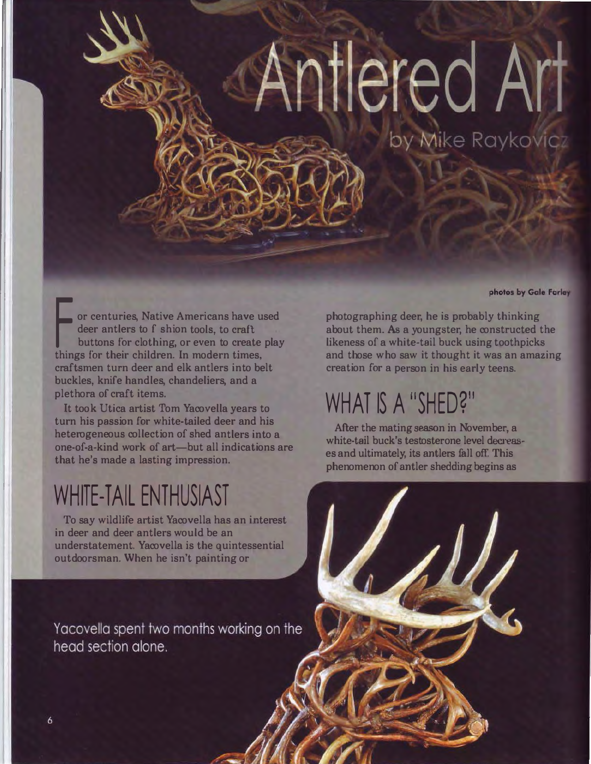# Antlered Art

by Mike Raykovicz

photos by Gale Farley

For centuries, Native Americans have used deer antlers to f shion tools, to craft buttons for clothing, or even to create play things for their children. In modern times, craftsmen turn deer and elk antlers into belt buckles, knife handles, chandeliers, and a plethora of craft items.

It took Utica artist Tom Yacovella years to turn his passion for white-tailed deer and his heterogeneous collection of shed antlers into a one-of-a-kind work of art—but all indications are that he's made a lasting impression.

## WHITE-TAIL ENTHUSIAST

To say wildlife artist Yacovella has an interest in deer and deer antlers would be an understatement. Yacovella is the quintessential outdoorsman. When he isn't painting or photographing deer, he is probably thinking about them. As a youngster, he constructed the likeness of a white-tail buck using toothpicks and those who saw it thought it was an amazing creation for a person in his early teens.

## WHAT IS A "SHED?"

After the mating season in November, a white-tail buck's testosterone level decreases and ultimately, its antlers fall off. This phenomenon of antler shedding begins as

Yacovella spent two months working on the head section alone.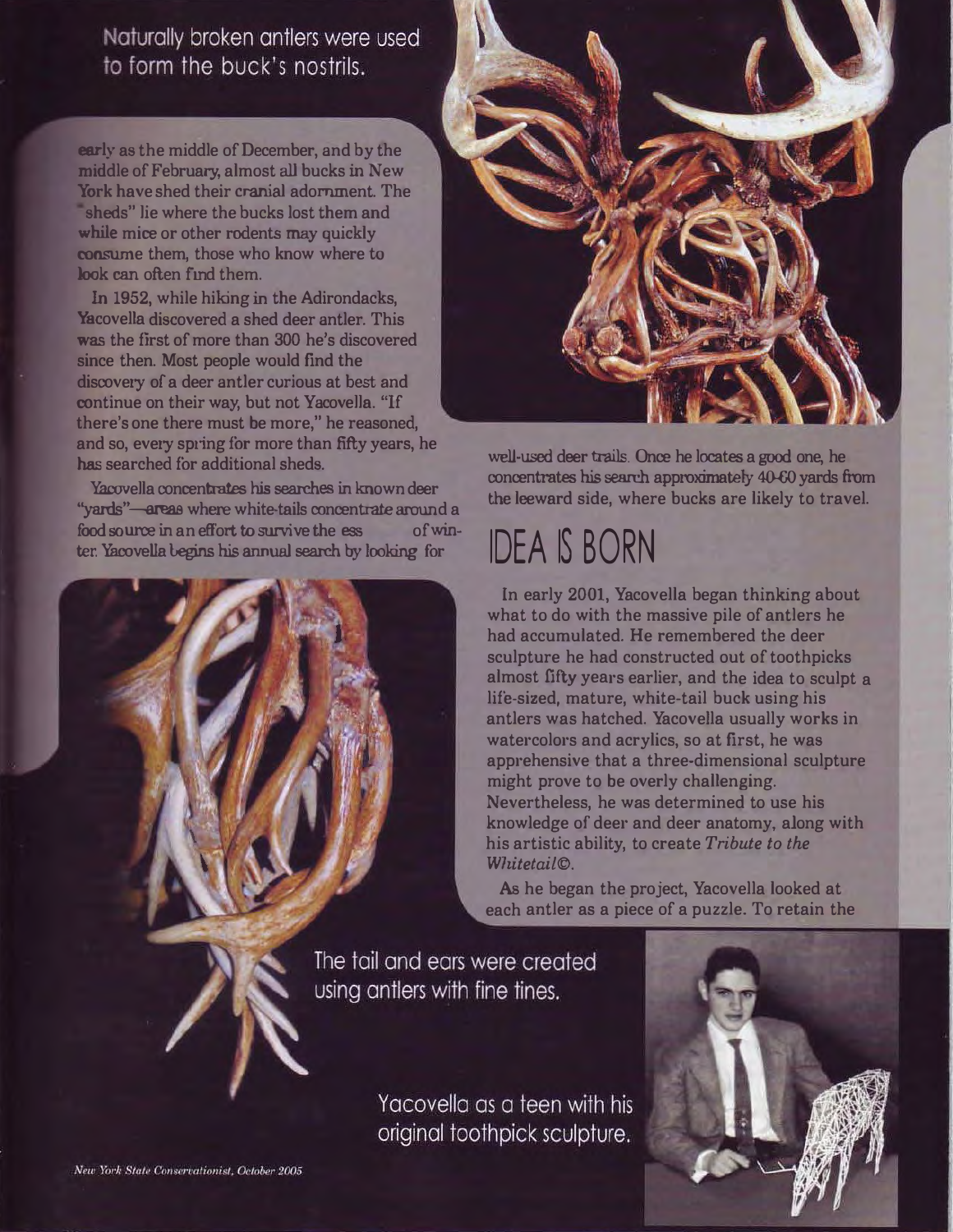Naturally broken antlers were used to form the buck's nostrils.

early as the middle of December, and by the middle of February, almost all bucks in New York have shed their cranial adornment. The "sheds" lie where the bucks lost them and while mice or other rodents may quickly consume them, those who know where to look can often find them.

In 1952, while hiking in the Adirondacks, Yacovella discovered a shed deer antler. This was the first of more than 300 he's discovered since then. Most people would find the discovery of a deer antler curious at best and continue on their way, but not Yacovella. "If there's one there must be more," he reasoned, and so, every spring for more than fifty years, he has searched for additional sheds.

Yacovella concentrates his searches in known deer "yards"—areas where white-tails concentrate around a food source in an effort to survive the ess of winter. Yacovella begins his annual search by looking for well-used deer trails. Once he locates a good one, he concentrates his search approximately 40-60 yards from the leeward side, where bucks are likely to travel.

## IDEA IS BORN

In early 2001, Yacovella began thinking about what to do with the massive pile of antlers he had accumulated. He remembered the deer sculpture he had constructed out of toothpicks almost fifty years earlier, and the idea to sculpt a life-sized, mature, white-tail buck using his antlers was hatched. Yacovella usually works in watercolors and acrylics, so at first, he was apprehensive that a three-dimensional sculpture might prove to be overly challenging. Nevertheless, he was determined to use his knowledge of deer and deer anatomy, along with his artistic ability, to create *Tribute to the Whitetail©*.

As he began the project, Yacovella looked at each antler as a piece of a puzzle. To retain the

The tail and ears were created using antlers with fine tines.

Yacovella as a teen with his original toothpick sculpture.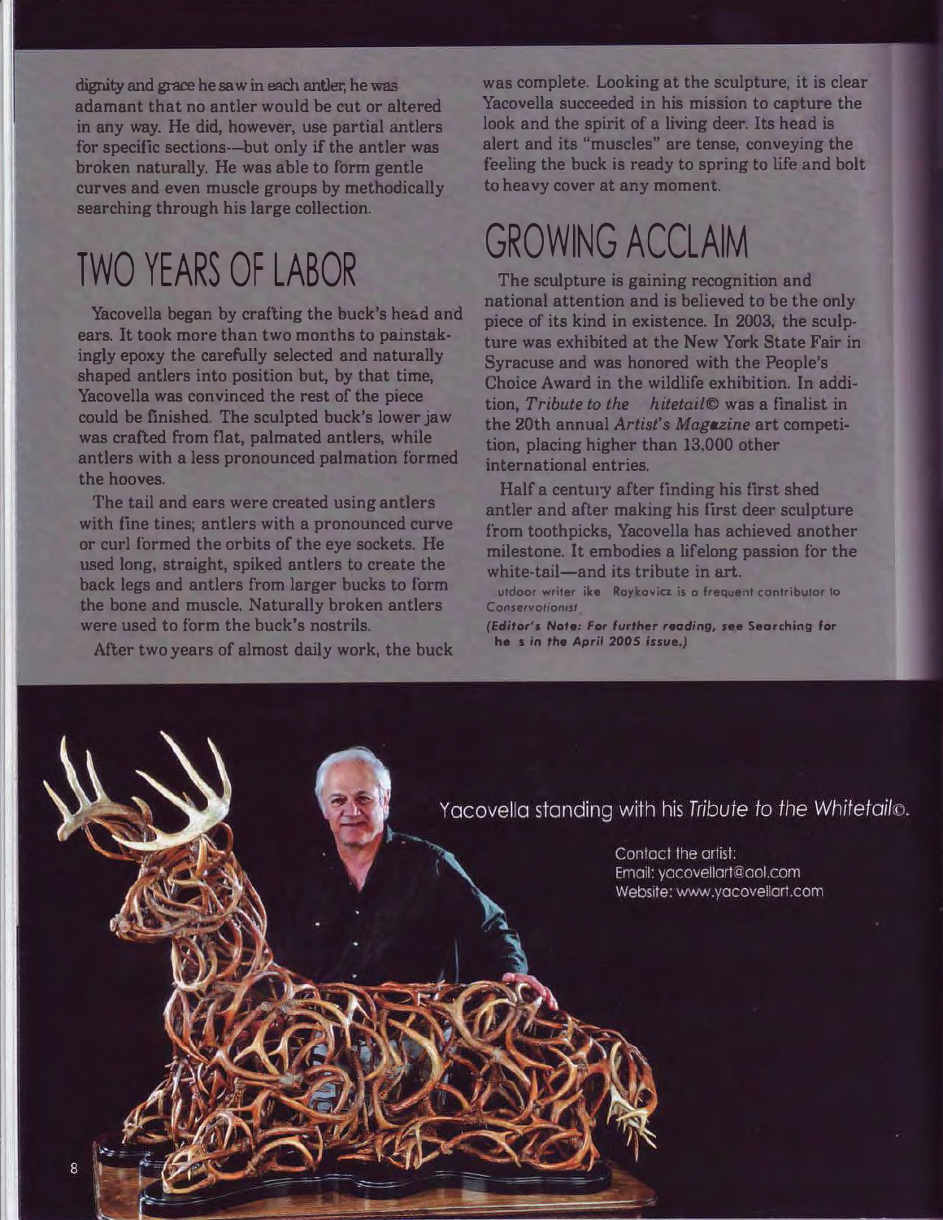dignity and grace he saw in each antler, he was adamant that no antler would be cut or altered in any way. He did, however, use partial antlers for specific sections—but only if the antler was broken naturally. He was able to form gentle curves and even muscle groups by methodically searching through his large collection.

## TWO YEARS OF LABOR

Yacovella began by crafting the buck's head and ears. It took more than two months to painstakingly epoxy the carefully selected and naturally shaped antlers into position but, by that time, Yacovella was convinced the rest of the piece could be finished. The sculpted buck's lower jaw was crafted from flat, palmated antlers, while antlers with a less pronounced palmation formed the hooves.

The tail and ears were created using antlers with fine tines; antlers with a pronounced curve or curl formed the orbits of the eye sockets. He used long, straight, spiked antlers to create the back legs and antlers from larger bucks to form the bone and muscle. Naturally broken antlers were used to form the buck's nostrils.

After two years of almost daily work, the buck was complete. Looking at the sculpture, it is clear Yacovella succeeded in his mission to capture the look and the spirit of a living deer. Its head is alert and its "muscles" are tense, conveying the feeling the buck is ready to spring to life and bolt to heavy cover at any moment.

## GROWING ACCLAIM

The sculpture is gaining recognition and national attention and is believed to be the only piece of its kind in existence. In 2003, the sculpture was exhibited at the New York State Fair in Syracuse and was honored with the People's Choice Award in the wildlife exhibition. In addition, *Tribute to the hitetail©* was a finalist in the 20th annual *Artist's Magazine* art competition, placing higher than 13,000 other international entries.

Half a century after finding his first shed antler and after making his first deer sculpture from toothpicks, Yacovella has achieved another milestone. It embodies a lifelong passion for the white-tail—and its tribute in art.

utdoor writer ike Roykovicz is a frequent contributor to *Conservationist*

***(Editor's Note: For further reading, see Searching for he s in the April 2005 issue.)***

Yacovella standing with his *Tribute to the Whitetail©*.

Contact the artist:
Email: yacovellart@aol.com
Website: www.yacovellart.com